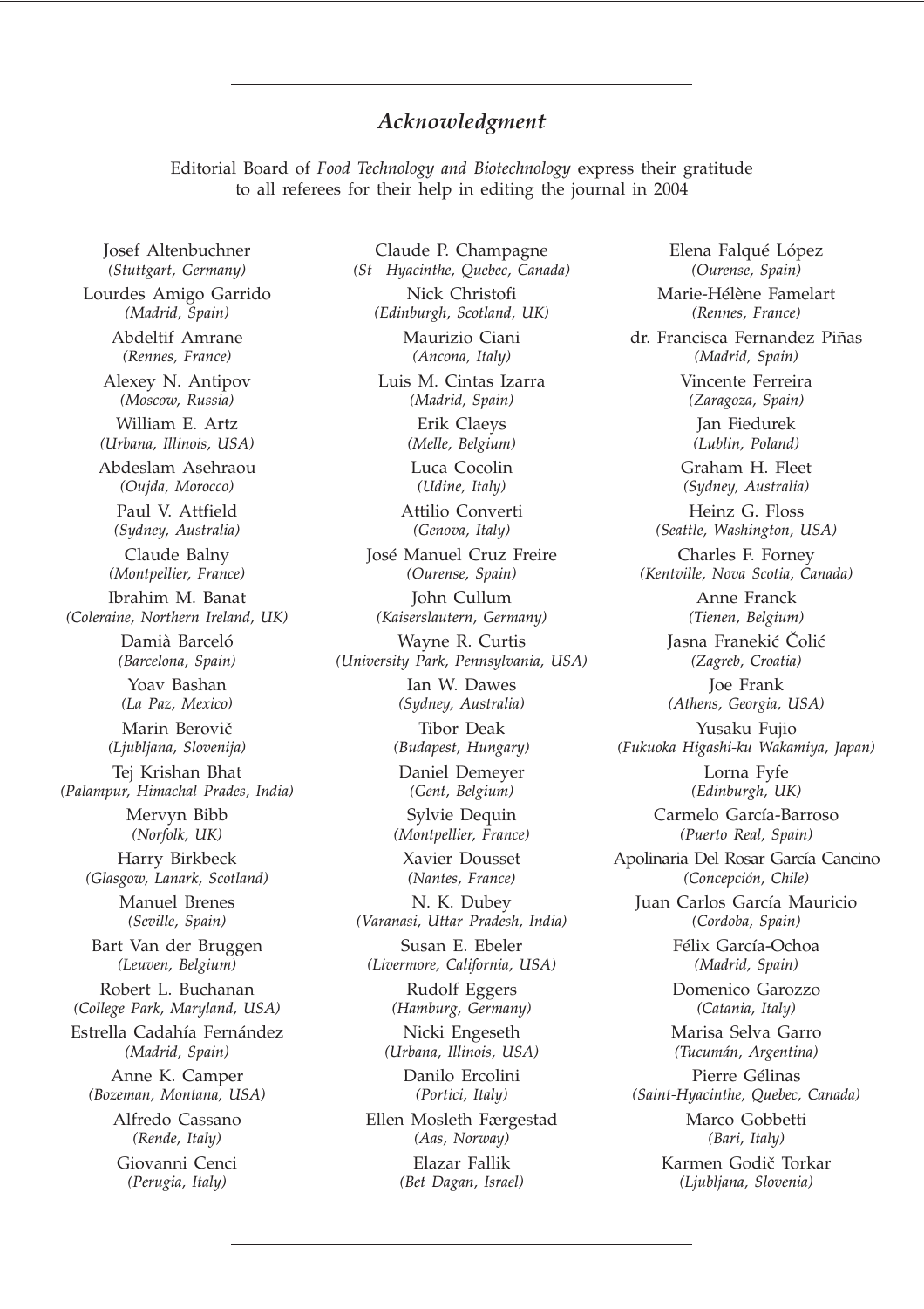## *Acknowledgment*

Editorial Board of *Food Technology and Biotechnology* express their gratitude to all referees for their help in editing the journal in 2004

Josef Altenbuchner
*(Stuttgart, Germany)*

Lourdes Amigo Garrido
*(Madrid, Spain)*

Abdeltif Amrane
*(Rennes, France)*

Alexey N. Antipov
*(Moscow, Russia)*

William E. Artz
*(Urbana, Illinois, USA)*

Abdeslam Asehraou
*(Oujda, Morocco)*

Paul V. Attfield
*(Sydney, Australia)*

Claude Balny
*(Montpellier, France)*

Ibrahim M. Banat
*(Coleraine, Northern Ireland, UK)*

Damià Barceló
*(Barcelona, Spain)*

Yoav Bashan
*(La Paz, Mexico)*

Marin Berovič
*(Ljubljana, Slovenija)*

Tej Krishan Bhat
*(Palampur, Himachal Prades, India)*

Mervyn Bibb
*(Norfolk, UK)*

Harry Birkbeck
*(Glasgow, Lanark, Scotland)*

Manuel Brenes
*(Seville, Spain)*

Bart Van der Bruggen
*(Leuven, Belgium)*

Robert L. Buchanan
*(College Park, Maryland, USA)*

Estrella Cadahía Fernández
*(Madrid, Spain)*

Anne K. Camper
*(Bozeman, Montana, USA)*

Alfredo Cassano
*(Rende, Italy)*

Giovanni Cenci
*(Perugia, Italy)*

Claude P. Champagne
*(St –Hyacinthe, Quebec, Canada)*

Nick Christofi
*(Edinburgh, Scotland, UK)*

Maurizio Ciani
*(Ancona, Italy)*

Luis M. Cintas Izarra
*(Madrid, Spain)*

Erik Claeys
*(Melle, Belgium)*

Luca Cocolin
*(Udine, Italy)*

Attilio Converti
*(Genova, Italy)*

José Manuel Cruz Freire
*(Ourense, Spain)*

John Cullum
*(Kaiserslautern, Germany)*

Wayne R. Curtis
*(University Park, Pennsylvania, USA)*

Ian W. Dawes
*(Sydney, Australia)*

Tibor Deak
*(Budapest, Hungary)*

Daniel Demeyer
*(Gent, Belgium)*

Sylvie Dequin
*(Montpellier, France)*

Xavier Dousset
*(Nantes, France)*

N. K. Dubey
*(Varanasi, Uttar Pradesh, India)*

Susan E. Ebeler
*(Livermore, California, USA)*

Rudolf Eggers
*(Hamburg, Germany)*

Nicki Engeseth
*(Urbana, Illinois, USA)*

Danilo Ercolini
*(Portici, Italy)*

Ellen Mosleth Færgestad
*(Aas, Norway)*

Elazar Fallik
*(Bet Dagan, Israel)*

Elena Falqué López
*(Ourense, Spain)*

Marie-Hélène Famelart
*(Rennes, France)*

dr. Francisca Fernandez Piñas
*(Madrid, Spain)*

Vincente Ferreira
*(Zaragoza, Spain)*

Jan Fiedurek
*(Lublin, Poland)*

Graham H. Fleet
*(Sydney, Australia)*

Heinz G. Floss
*(Seattle, Washington, USA)*

Charles F. Forney
*(Kentville, Nova Scotia, Canada)*

Anne Franck
*(Tienen, Belgium)*

Jasna Franekić Čolić
*(Zagreb, Croatia)*

Joe Frank
*(Athens, Georgia, USA)*

Yusaku Fujio
*(Fukuoka Higashi-ku Wakamiya, Japan)*

Lorna Fyfe
*(Edinburgh, UK)*

Carmelo García-Barroso
*(Puerto Real, Spain)*

Apolinaria Del Rosar García Cancino
*(Concepción, Chile)*

Juan Carlos García Mauricio
*(Cordoba, Spain)*

Félix García-Ochoa
*(Madrid, Spain)*

Domenico Garozzo
*(Catania, Italy)*

Marisa Selva Garro
*(Tucumán, Argentina)*

Pierre Gélinas
*(Saint-Hyacinthe, Quebec, Canada)*

Marco Gobbetti
*(Bari, Italy)*

Karmen Godič Torkar
*(Ljubljana, Slovenia)*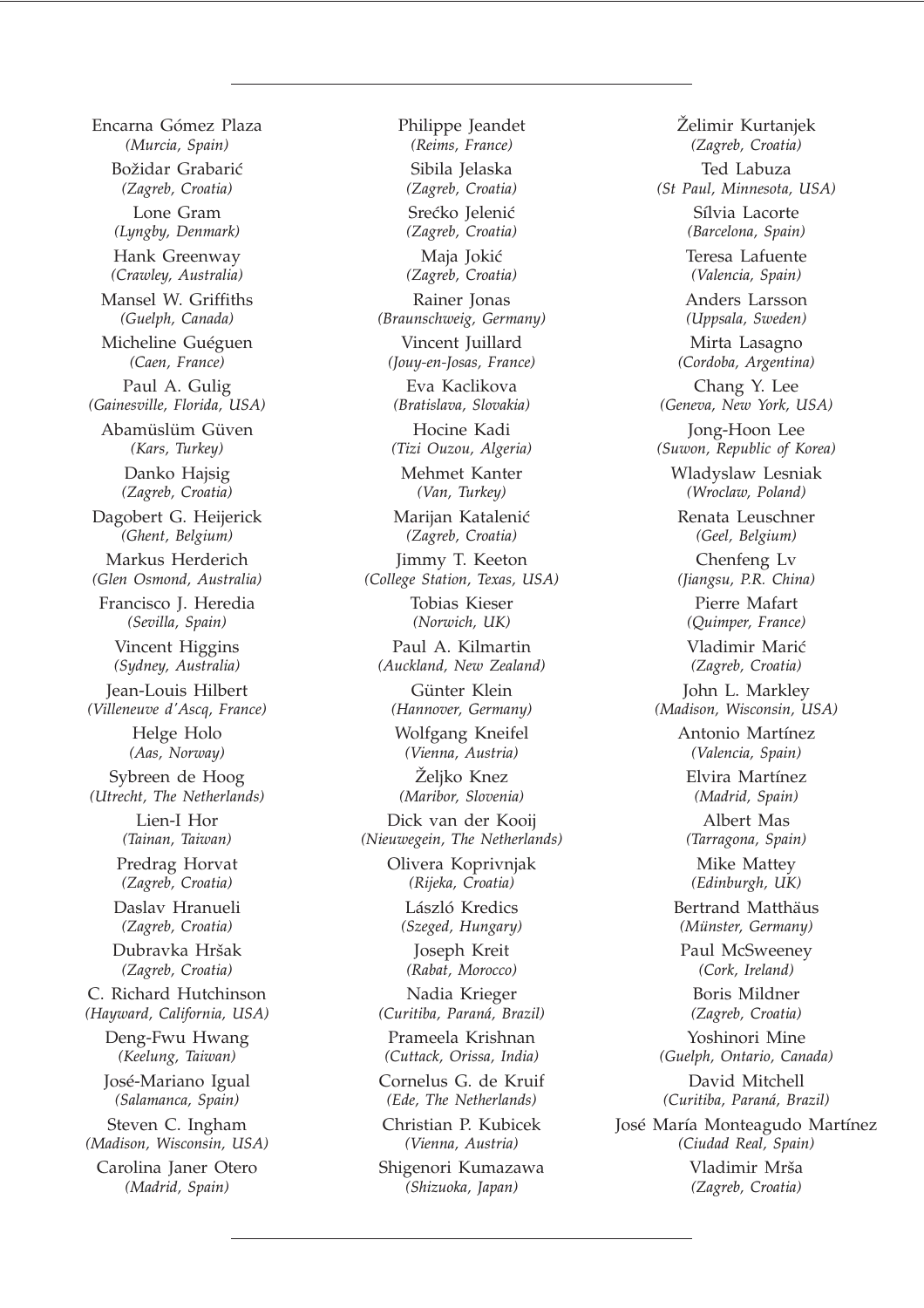Encarna Gómez Plaza
*(Murcia, Spain)*

Božidar Grabarić
*(Zagreb, Croatia)*

Lone Gram
*(Lyngby, Denmark)*

Hank Greenway
*(Crawley, Australia)*

Mansel W. Griffiths
*(Guelph, Canada)*

Micheline Guéguen
*(Caen, France)*

Paul A. Gulig
*(Gainesville, Florida, USA)*

Abamüslüm Güven
*(Kars, Turkey)*

Danko Hajsig
*(Zagreb, Croatia)*

Dagobert G. Heijerick
*(Ghent, Belgium)*

Markus Herderich
*(Glen Osmond, Australia)*

Francisco J. Heredia
*(Sevilla, Spain)*

Vincent Higgins
*(Sydney, Australia)*

Jean-Louis Hilbert
*(Villeneuve d'Ascq, France)*

Helge Holo
*(Aas, Norway)*

Sybreen de Hoog
*(Utrecht, The Netherlands)*

Lien-I Hor
*(Tainan, Taiwan)*

Predrag Horvat
*(Zagreb, Croatia)*

Daslav Hranueli
*(Zagreb, Croatia)*

Dubravka Hršak
*(Zagreb, Croatia)*

C. Richard Hutchinson
*(Hayward, California, USA)*

Deng-Fwu Hwang
*(Keelung, Taiwan)*

José-Mariano Igual
*(Salamanca, Spain)*

Steven C. Ingham
*(Madison, Wisconsin, USA)*

Carolina Janer Otero
*(Madrid, Spain)*

Philippe Jeandet
*(Reims, France)*

Sibila Jelaska
*(Zagreb, Croatia)*

Srećko Jelenić
*(Zagreb, Croatia)*

Maja Jokić
*(Zagreb, Croatia)*

Rainer Jonas
*(Braunschweig, Germany)*

Vincent Juillard
*(Jouy-en-Josas, France)*

Eva Kaclikova
*(Bratislava, Slovakia)*

Hocine Kadi
*(Tizi Ouzou, Algeria)*

Mehmet Kanter
*(Van, Turkey)*

Marijan Katalenić
*(Zagreb, Croatia)*

Jimmy T. Keeton
*(College Station, Texas, USA)*

Tobias Kieser
*(Norwich, UK)*

Paul A. Kilmartin
*(Auckland, New Zealand)*

Günter Klein
*(Hannover, Germany)*

Wolfgang Kneifel
*(Vienna, Austria)*

Željko Knez
*(Maribor, Slovenia)*

Dick van der Kooij
*(Nieuwegein, The Netherlands)*

Olivera Koprivnjak
*(Rijeka, Croatia)*

László Kredics
*(Szeged, Hungary)*

Joseph Kreit
*(Rabat, Morocco)*

Nadia Krieger
*(Curitiba, Paraná, Brazil)*

Prameela Krishnan
*(Cuttack, Orissa, India)*

Cornelus G. de Kruif
*(Ede, The Netherlands)*

Christian P. Kubicek
*(Vienna, Austria)*

Shigenori Kumazawa
*(Shizuoka, Japan)*

Želimir Kurtanjek
*(Zagreb, Croatia)*

Ted Labuza
*(St Paul, Minnesota, USA)*

Sílvia Lacorte
*(Barcelona, Spain)*

Teresa Lafuente
*(Valencia, Spain)*

Anders Larsson
*(Uppsala, Sweden)*

Mirta Lasagno
*(Cordoba, Argentina)*

Chang Y. Lee
*(Geneva, New York, USA)*

Jong-Hoon Lee
*(Suwon, Republic of Korea)*

Wladyslaw Lesniak
*(Wroclaw, Poland)*

Renata Leuschner
*(Geel, Belgium)*

Chenfeng Lv
*(Jiangsu, P.R. China)*

Pierre Mafart
*(Quimper, France)*

Vladimir Marić
*(Zagreb, Croatia)*

John L. Markley
*(Madison, Wisconsin, USA)*

Antonio Martínez
*(Valencia, Spain)*

Elvira Martínez
*(Madrid, Spain)*

Albert Mas
*(Tarragona, Spain)*

Mike Mattey
*(Edinburgh, UK)*

Bertrand Matthäus
*(Münster, Germany)*

Paul McSweeney
*(Cork, Ireland)*

Boris Mildner
*(Zagreb, Croatia)*

Yoshinori Mine
*(Guelph, Ontario, Canada)*

David Mitchell
*(Curitiba, Paraná, Brazil)*

José María Monteagudo Martínez
*(Ciudad Real, Spain)*

Vladimir Mrša
*(Zagreb, Croatia)*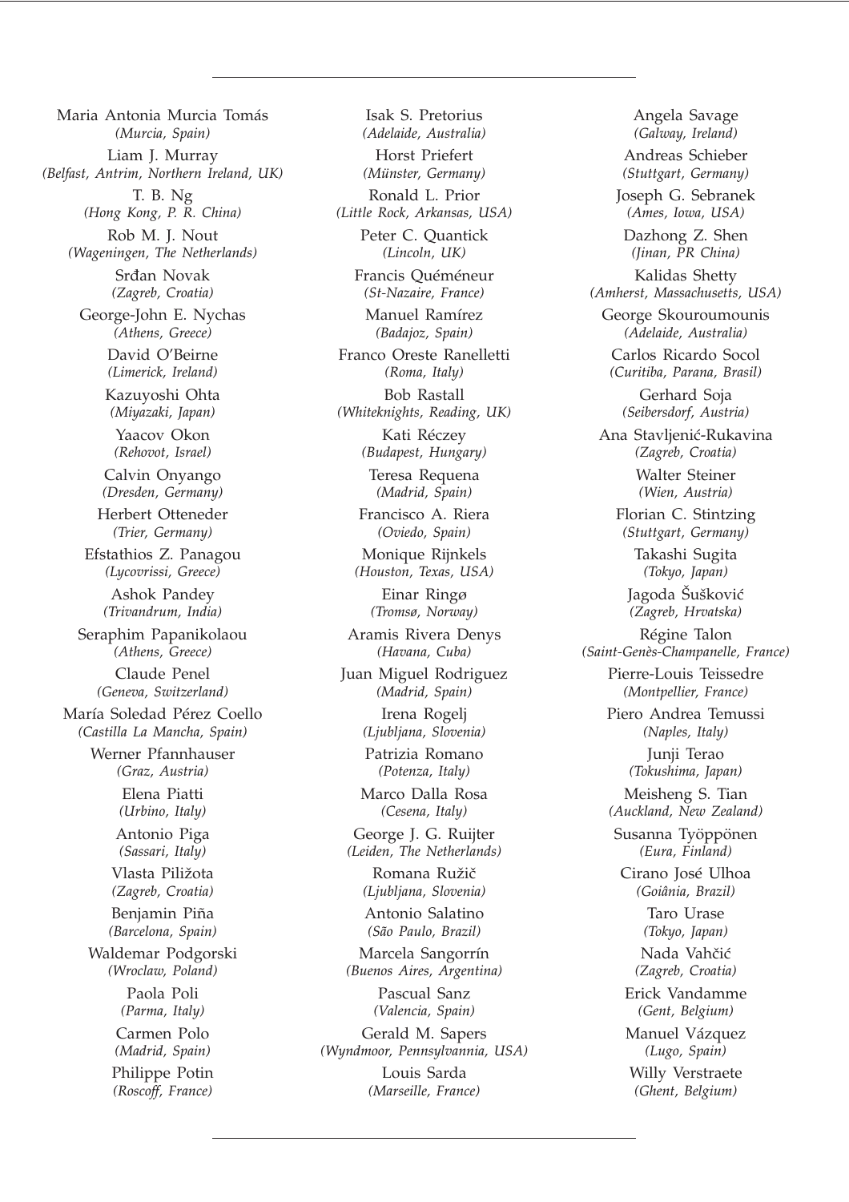Maria Antonia Murcia Tomás
*(Murcia, Spain)*

Liam J. Murray
*(Belfast, Antrim, Northern Ireland, UK)*

T. B. Ng
*(Hong Kong, P. R. China)*

Rob M. J. Nout
*(Wageningen, The Netherlands)*

Srđan Novak
*(Zagreb, Croatia)*

George-John E. Nychas
*(Athens, Greece)*

David O'Beirne
*(Limerick, Ireland)*

Kazuyoshi Ohta
*(Miyazaki, Japan)*

Yaacov Okon
*(Rehovot, Israel)*

Calvin Onyango
*(Dresden, Germany)*

Herbert Otteneder
*(Trier, Germany)*

Efstathios Z. Panagou
*(Lycovrissi, Greece)*

Ashok Pandey
*(Trivandrum, India)*

Seraphim Papanikolaou
*(Athens, Greece)*

Claude Penel
*(Geneva, Switzerland)*

María Soledad Pérez Coello
*(Castilla La Mancha, Spain)*

Werner Pfannhauser
*(Graz, Austria)*

Elena Piatti
*(Urbino, Italy)*

Antonio Piga
*(Sassari, Italy)*

Vlasta Piližota
*(Zagreb, Croatia)*

Benjamin Piña
*(Barcelona, Spain)*

Waldemar Podgorski
*(Wroclaw, Poland)*

Paola Poli
*(Parma, Italy)*

Carmen Polo
*(Madrid, Spain)*

Philippe Potin
*(Roscoff, France)*

Isak S. Pretorius
*(Adelaide, Australia)*

Horst Priefert
*(Münster, Germany)*

Ronald L. Prior
*(Little Rock, Arkansas, USA)*

Peter C. Quantick
*(Lincoln, UK)*

Francis Quéméneur
*(St-Nazaire, France)*

Manuel Ramírez
*(Badajoz, Spain)*

Franco Oreste Ranelletti
*(Roma, Italy)*

Bob Rastall
*(Whiteknights, Reading, UK)*

Kati Réczey
*(Budapest, Hungary)*

Teresa Requena
*(Madrid, Spain)*

Francisco A. Riera
*(Oviedo, Spain)*

Monique Rijnkels
*(Houston, Texas, USA)*

Einar Ringø
*(Tromsø, Norway)*

Aramis Rivera Denys
*(Havana, Cuba)*

Juan Miguel Rodriguez
*(Madrid, Spain)*

Irena Rogelj
*(Ljubljana, Slovenia)*

Patrizia Romano
*(Potenza, Italy)*

Marco Dalla Rosa
*(Cesena, Italy)*

George J. G. Ruijter
*(Leiden, The Netherlands)*

Romana Ružič
*(Ljubljana, Slovenia)*

Antonio Salatino
*(São Paulo, Brazil)*

Marcela Sangorrín
*(Buenos Aires, Argentina)*

Pascual Sanz
*(Valencia, Spain)*

Gerald M. Sapers
*(Wyndmoor, Pennsylvannia, USA)*

Louis Sarda
*(Marseille, France)*

Angela Savage
*(Galway, Ireland)*

Andreas Schieber
*(Stuttgart, Germany)*

Joseph G. Sebranek
*(Ames, Iowa, USA)*

Dazhong Z. Shen
*(Jinan, PR China)*

Kalidas Shetty
*(Amherst, Massachusetts, USA)*

George Skouroumounis
*(Adelaide, Australia)*

Carlos Ricardo Socol
*(Curitiba, Parana, Brasil)*

Gerhard Soja
*(Seibersdorf, Austria)*

Ana Stavljenić-Rukavina
*(Zagreb, Croatia)*

Walter Steiner
*(Wien, Austria)*

Florian C. Stintzing
*(Stuttgart, Germany)*

Takashi Sugita
*(Tokyo, Japan)*

Jagoda Šušković
*(Zagreb, Hrvatska)*

Régine Talon
*(Saint-Genès-Champanelle, France)*

Pierre-Louis Teissedre
*(Montpellier, France)*

Piero Andrea Temussi
*(Naples, Italy)*

Junji Terao
*(Tokushima, Japan)*

Meisheng S. Tian
*(Auckland, New Zealand)*

Susanna Työppönen
*(Eura, Finland)*

Cirano José Ulhoa
*(Goiânia, Brazil)*

Taro Urase
*(Tokyo, Japan)*

Nada Vahčić
*(Zagreb, Croatia)*

Erick Vandamme
*(Gent, Belgium)*

Manuel Vázquez
*(Lugo, Spain)*

Willy Verstraete
*(Ghent, Belgium)*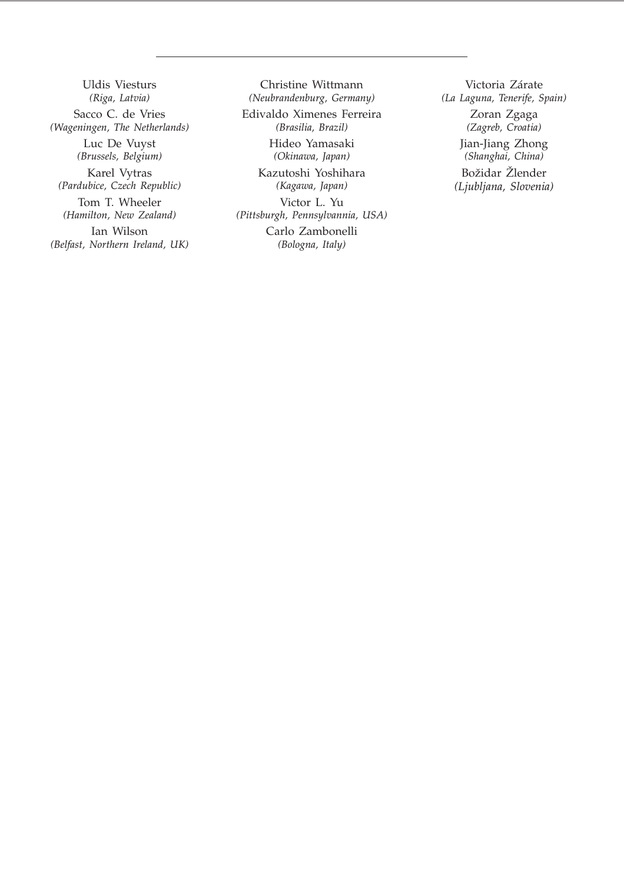Uldis Viesturs
*(Riga, Latvia)*

Sacco C. de Vries
*(Wageningen, The Netherlands)*

Luc De Vuyst
*(Brussels, Belgium)*

Karel Vytras
*(Pardubice, Czech Republic)*

Tom T. Wheeler
*(Hamilton, New Zealand)*

Ian Wilson
*(Belfast, Northern Ireland, UK)*

Christine Wittmann
*(Neubrandenburg, Germany)*

Edivaldo Ximenes Ferreira
*(Brasilia, Brazil)*

Hideo Yamasaki
*(Okinawa, Japan)*

Kazutoshi Yoshihara
*(Kagawa, Japan)*

Victor L. Yu
*(Pittsburgh, Pennsylvannia, USA)*

Carlo Zambonelli
*(Bologna, Italy)*

Victoria Zárate
*(La Laguna, Tenerife, Spain)*

Zoran Zgaga
*(Zagreb, Croatia)*

Jian-Jiang Zhong
*(Shanghai, China)*

Božidar Žlender
*(Ljubljana, Slovenia)*